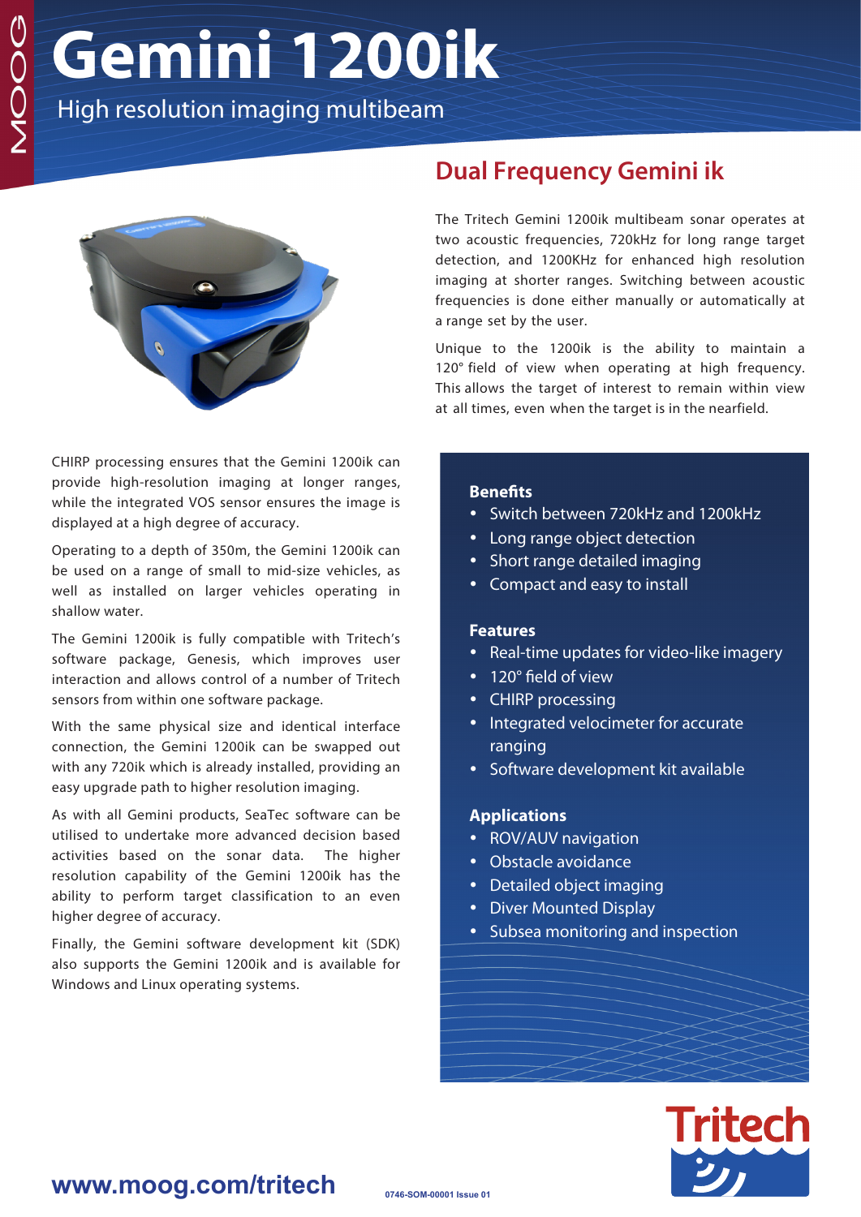# Gemini 1200ik

High resolution imaging multibeam

## Dual Frequency Gemini ik

The Tritech Gemini 1200ik multibeam sonar operates at two acoustic frequencies, 720kHz for long range target detection, and 1200KHz for enhanced high resolution imaging at shorter ranges. Switching between acoustic frequencies is done either manually or automatically at a range set by the user.

Unique to the 1200ik is the ability to maintain a 120° field of view when operating at high frequency. This allows the target of interest to remain within view at all times, even when the target is in the nearfield.

CHIRP processing ensures that the Gemini 1200ik can provide high-resolution imaging at longer ranges, while the integrated VOS sensor ensures the image is displayed at a high degree of accuracy.

Operating to a depth of 350m, the Gemini 1200ik can be used on a range of small to mid-size vehicles, as well as installed on larger vehicles operating in shallow water.

The Gemini 1200ik is fully compatible with Tritech's software package, Genesis, which improves user interaction and allows control of a number of Tritech sensors from within one software package.

With the same physical size and identical interface connection, the Gemini 1200ik can be swapped out with any 720ik which is already installed, providing an easy upgrade path to higher resolution imaging.

As with all Gemini products, SeaTec software can be utilised to undertake more advanced decision based activities based on the sonar data. The higher resolution capability of the Gemini 1200ik has the ability to perform target classification to an even higher degree of accuracy.

Finally, the Gemini software development kit (SDK) also supports the Gemini 1200ik and is available for Windows and Linux operating systems.

### Benefits

- Switch between 720kHz and 1200kHz
- Long range object detection
- Short range detailed imaging
- Compact and easy to install

### Features

- Real-time updates for video-like imagery
- 120° field of view
- CHIRP processing
- Integrated velocimeter for accurate ranging
- Software development kit available

### Applications

- ROV/AUV navigation
- Obstacle avoidance
- Detailed object imaging
- Diver Mounted Display
- Subsea monitoring and inspection

www.moog.com/tritech

0746-SOM-00001 Issue 01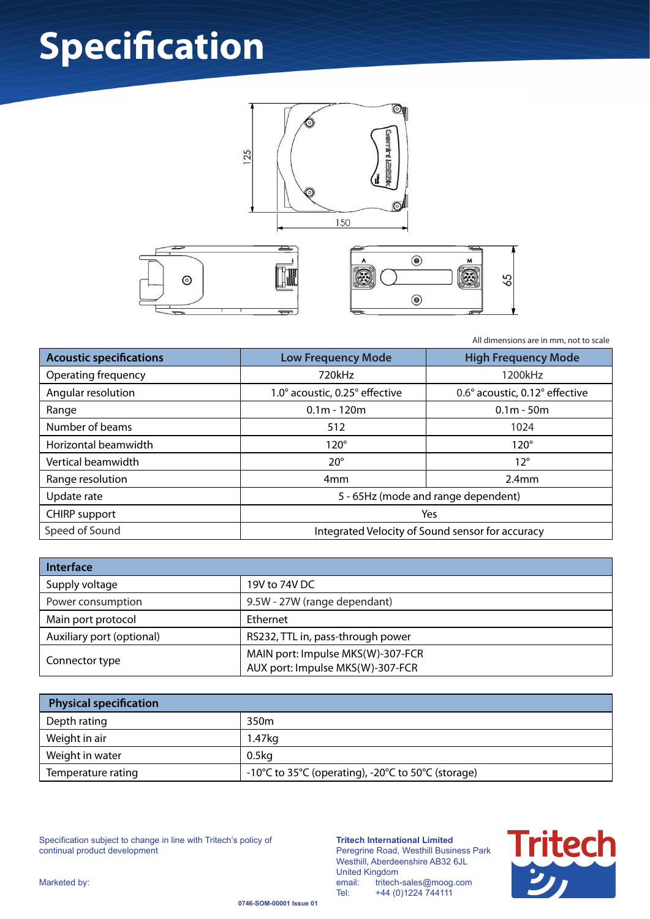# Specification

125

150

65

All dimensions are in mm, not to scale

| Acoustic specifications | Low Frequency Mode | High Frequency Mode |
|---|---|---|
| Operating frequency | 720kHz | 1200kHz |
| Angular resolution | 1.0° acoustic, 0.25° effective | 0.6° acoustic, 0.12° effective |
| Range | 0.1m - 120m | 0.1m - 50m |
| Number of beams | 512 | 1024 |
| Horizontal beamwidth | 120° | 120° |
| Vertical beamwidth | 20° | 12° |
| Range resolution | 4mm | 2.4mm |
| Update rate | 5 - 65Hz (mode and range dependent) | |
| CHIRP support | Yes | |
| Speed of Sound | Integrated Velocity of Sound sensor for accuracy | |

| Interface | |
|---|---|
| Supply voltage | 19V to 74V DC |
| Power consumption | 9.5W - 27W (range dependant) |
| Main port protocol | Ethernet |
| Auxiliary port (optional) | RS232, TTL in, pass-through power |
| Connector type | MAIN port: Impulse MKS(W)-307-FCR<br>AUX port: Impulse MKS(W)-307-FCR |

| Physical specification | |
|---|---|
| Depth rating | 350m |
| Weight in air | 1.47kg |
| Weight in water | 0.5kg |
| Temperature rating | -10°C to 35°C (operating), -20°C to 50°C (storage) |

Specification subject to change in line with Tritech's policy of continual product development

Marketed by:

**Tritech International Limited**
Peregrine Road, Westhill Business Park
Westhill, Aberdeenshire AB32 6JL
United Kingdom
email: tritech-sales@moog.com
Tel: +44 (0)1224 744111

Tritech

0746-SOM-00001 Issue 01